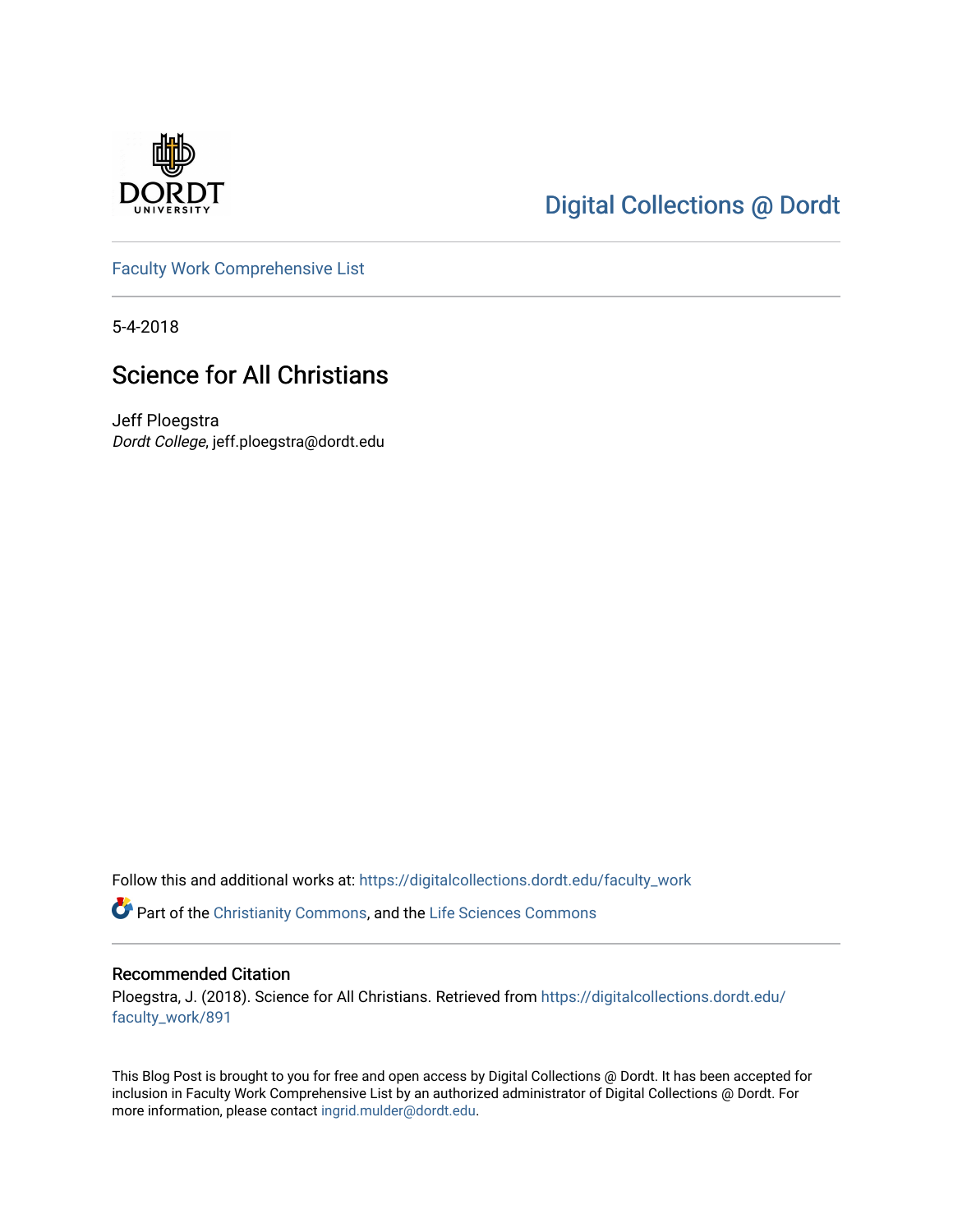Digital Collections @ Dordt

Faculty Work Comprehensive List

5-4-2018

# Science for All Christians

Jeff Ploegstra
*Dordt College*, jeff.ploegstra@dordt.edu

Follow this and additional works at: https://digitalcollections.dordt.edu/faculty_work

Part of the Christianity Commons, and the Life Sciences Commons

## Recommended Citation

Ploegstra, J. (2018). Science for All Christians. Retrieved from https://digitalcollections.dordt.edu/faculty_work/891

This Blog Post is brought to you for free and open access by Digital Collections @ Dordt. It has been accepted for inclusion in Faculty Work Comprehensive List by an authorized administrator of Digital Collections @ Dordt. For more information, please contact ingrid.mulder@dordt.edu.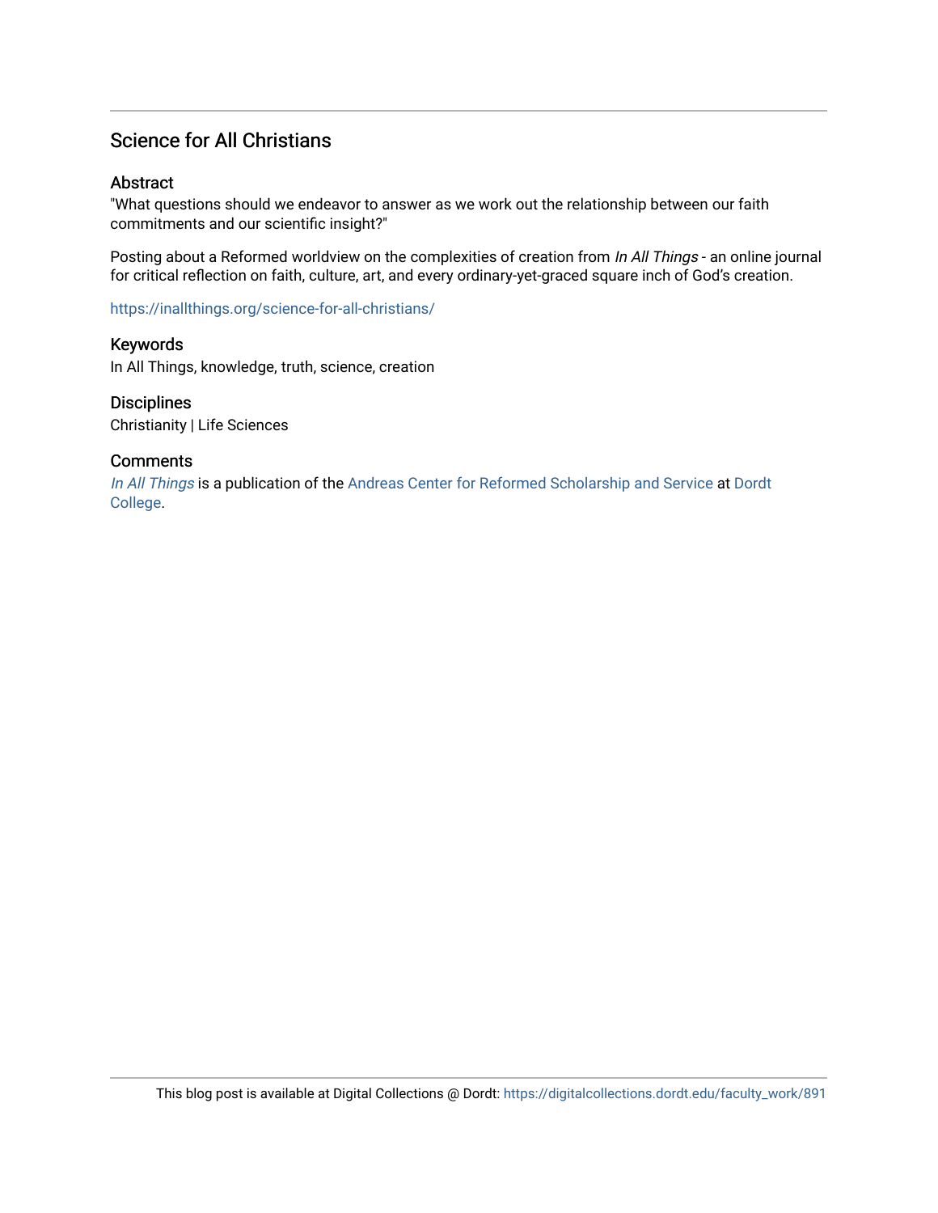# Science for All Christians

## Abstract

"What questions should we endeavor to answer as we work out the relationship between our faith commitments and our scientific insight?"

Posting about a Reformed worldview on the complexities of creation from *In All Things* - an online journal for critical reflection on faith, culture, art, and every ordinary-yet-graced square inch of God's creation.

https://inallthings.org/science-for-all-christians/

## Keywords

In All Things, knowledge, truth, science, creation

## Disciplines

Christianity | Life Sciences

## Comments

*In All Things* is a publication of the Andreas Center for Reformed Scholarship and Service at Dordt College.

This blog post is available at Digital Collections @ Dordt: https://digitalcollections.dordt.edu/faculty_work/891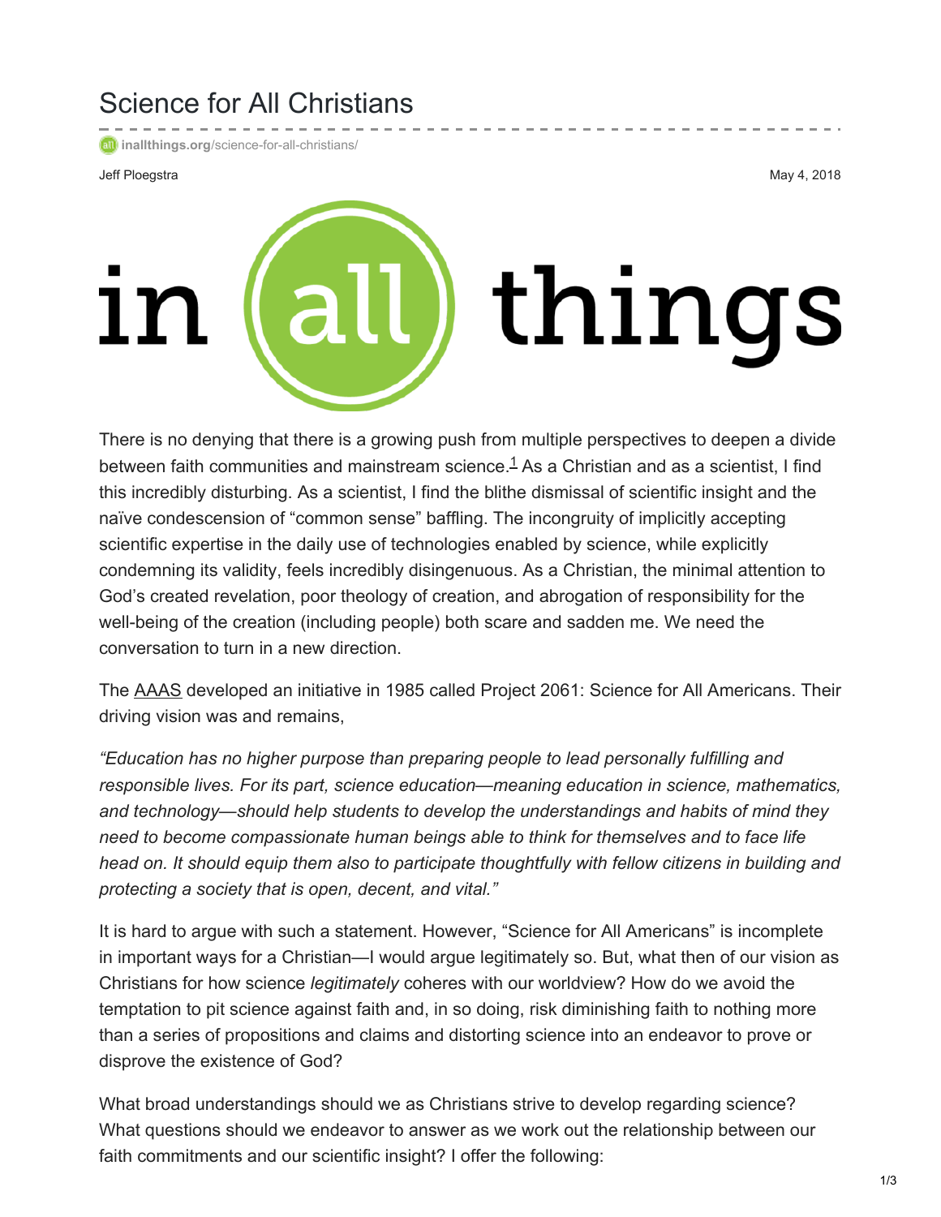# Science for All Christians

inallthings.org/science-for-all-christians/

Jeff Ploegstra

May 4, 2018

There is no denying that there is a growing push from multiple perspectives to deepen a divide between faith communities and mainstream science.[1] As a Christian and as a scientist, I find this incredibly disturbing. As a scientist, I find the blithe dismissal of scientific insight and the naïve condescension of "common sense" baffling. The incongruity of implicitly accepting scientific expertise in the daily use of technologies enabled by science, while explicitly condemning its validity, feels incredibly disingenuous. As a Christian, the minimal attention to God's created revelation, poor theology of creation, and abrogation of responsibility for the well-being of the creation (including people) both scare and sadden me. We need the conversation to turn in a new direction.

The AAAS developed an initiative in 1985 called Project 2061: Science for All Americans. Their driving vision was and remains,

*"Education has no higher purpose than preparing people to lead personally fulfilling and responsible lives. For its part, science education—meaning education in science, mathematics, and technology—should help students to develop the understandings and habits of mind they need to become compassionate human beings able to think for themselves and to face life head on. It should equip them also to participate thoughtfully with fellow citizens in building and protecting a society that is open, decent, and vital."*

It is hard to argue with such a statement. However, "Science for All Americans" is incomplete in important ways for a Christian—I would argue legitimately so. But, what then of our vision as Christians for how science *legitimately* coheres with our worldview? How do we avoid the temptation to pit science against faith and, in so doing, risk diminishing faith to nothing more than a series of propositions and claims and distorting science into an endeavor to prove or disprove the existence of God?

What broad understandings should we as Christians strive to develop regarding science? What questions should we endeavor to answer as we work out the relationship between our faith commitments and our scientific insight? I offer the following: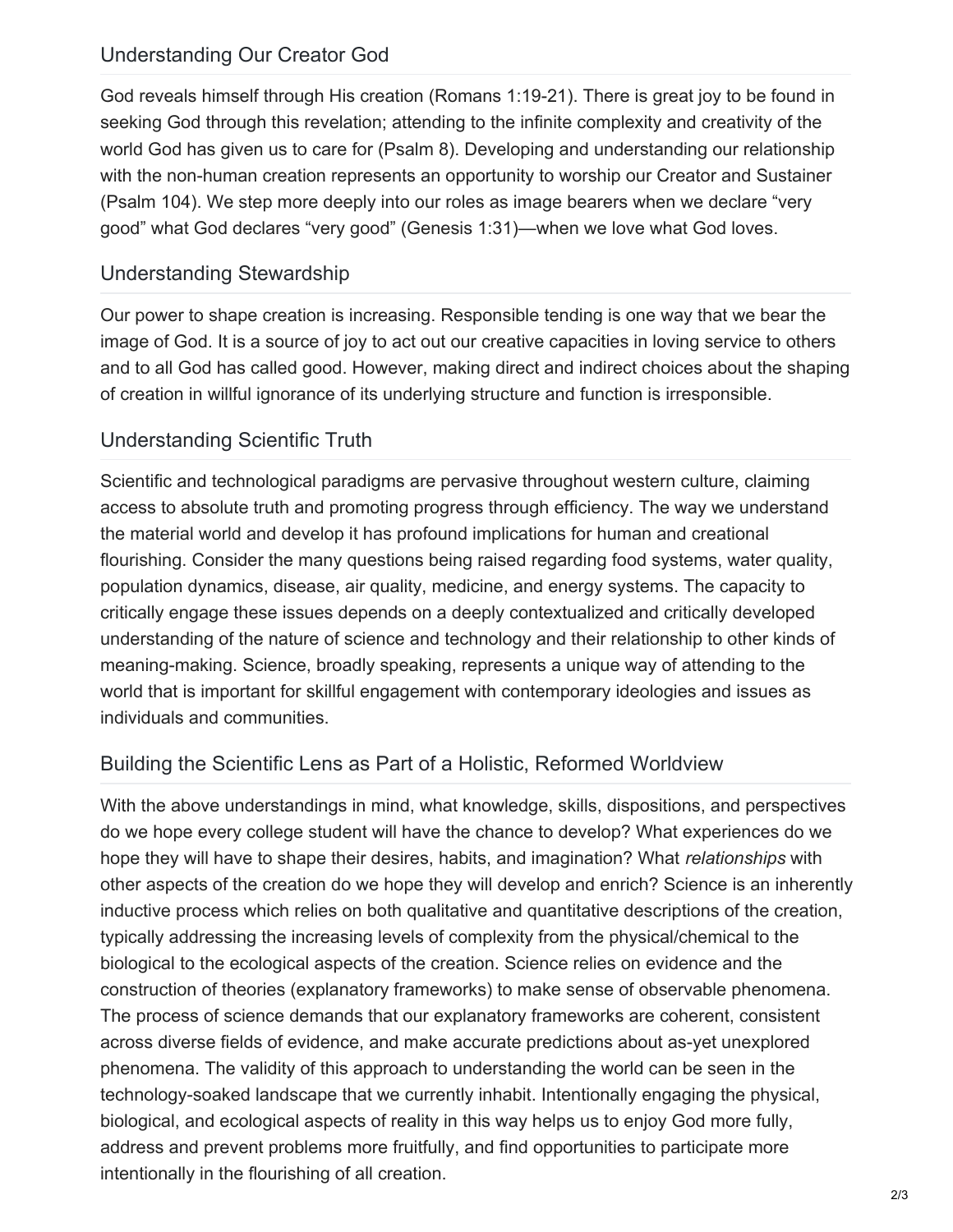## Understanding Our Creator God

God reveals himself through His creation (Romans 1:19-21). There is great joy to be found in seeking God through this revelation; attending to the infinite complexity and creativity of the world God has given us to care for (Psalm 8). Developing and understanding our relationship with the non-human creation represents an opportunity to worship our Creator and Sustainer (Psalm 104). We step more deeply into our roles as image bearers when we declare "very good" what God declares "very good" (Genesis 1:31)—when we love what God loves.

## Understanding Stewardship

Our power to shape creation is increasing. Responsible tending is one way that we bear the image of God. It is a source of joy to act out our creative capacities in loving service to others and to all God has called good. However, making direct and indirect choices about the shaping of creation in willful ignorance of its underlying structure and function is irresponsible.

## Understanding Scientific Truth

Scientific and technological paradigms are pervasive throughout western culture, claiming access to absolute truth and promoting progress through efficiency. The way we understand the material world and develop it has profound implications for human and creational flourishing. Consider the many questions being raised regarding food systems, water quality, population dynamics, disease, air quality, medicine, and energy systems. The capacity to critically engage these issues depends on a deeply contextualized and critically developed understanding of the nature of science and technology and their relationship to other kinds of meaning-making. Science, broadly speaking, represents a unique way of attending to the world that is important for skillful engagement with contemporary ideologies and issues as individuals and communities.

## Building the Scientific Lens as Part of a Holistic, Reformed Worldview

With the above understandings in mind, what knowledge, skills, dispositions, and perspectives do we hope every college student will have the chance to develop? What experiences do we hope they will have to shape their desires, habits, and imagination? What *relationships* with other aspects of the creation do we hope they will develop and enrich? Science is an inherently inductive process which relies on both qualitative and quantitative descriptions of the creation, typically addressing the increasing levels of complexity from the physical/chemical to the biological to the ecological aspects of the creation. Science relies on evidence and the construction of theories (explanatory frameworks) to make sense of observable phenomena. The process of science demands that our explanatory frameworks are coherent, consistent across diverse fields of evidence, and make accurate predictions about as-yet unexplored phenomena. The validity of this approach to understanding the world can be seen in the technology-soaked landscape that we currently inhabit. Intentionally engaging the physical, biological, and ecological aspects of reality in this way helps us to enjoy God more fully, address and prevent problems more fruitfully, and find opportunities to participate more intentionally in the flourishing of all creation.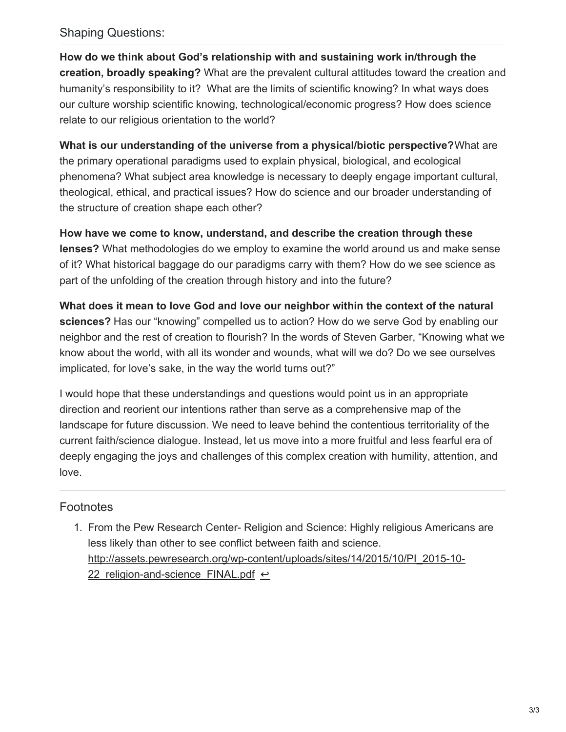## Shaping Questions:

**How do we think about God's relationship with and sustaining work in/through the creation, broadly speaking?** What are the prevalent cultural attitudes toward the creation and humanity's responsibility to it? What are the limits of scientific knowing? In what ways does our culture worship scientific knowing, technological/economic progress? How does science relate to our religious orientation to the world?

**What is our understanding of the universe from a physical/biotic perspective?** What are the primary operational paradigms used to explain physical, biological, and ecological phenomena? What subject area knowledge is necessary to deeply engage important cultural, theological, ethical, and practical issues? How do science and our broader understanding of the structure of creation shape each other?

**How have we come to know, understand, and describe the creation through these lenses?** What methodologies do we employ to examine the world around us and make sense of it? What historical baggage do our paradigms carry with them? How do we see science as part of the unfolding of the creation through history and into the future?

**What does it mean to love God and love our neighbor within the context of the natural sciences?** Has our "knowing" compelled us to action? How do we serve God by enabling our neighbor and the rest of creation to flourish? In the words of Steven Garber, "Knowing what we know about the world, with all its wonder and wounds, what will we do? Do we see ourselves implicated, for love's sake, in the way the world turns out?"

I would hope that these understandings and questions would point us in an appropriate direction and reorient our intentions rather than serve as a comprehensive map of the landscape for future discussion. We need to leave behind the contentious territoriality of the current faith/science dialogue. Instead, let us move into a more fruitful and less fearful era of deeply engaging the joys and challenges of this complex creation with humility, attention, and love.

---

## Footnotes

1. From the Pew Research Center- Religion and Science: Highly religious Americans are less likely than other to see conflict between faith and science. http://assets.pewresearch.org/wp-content/uploads/sites/14/2015/10/PI_2015-10-22_religion-and-science_FINAL.pdf ↩